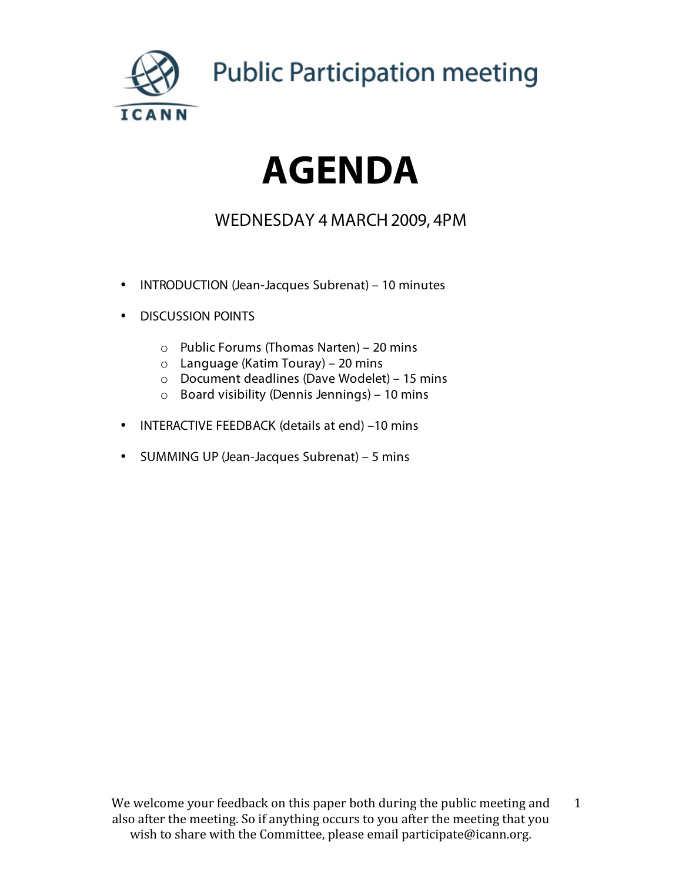ICANN

# Public Participation meeting

# AGENDA

WEDNESDAY 4 MARCH 2009, 4PM

- INTRODUCTION (Jean-Jacques Subrenat) – 10 minutes
- DISCUSSION POINTS
  - Public Forums (Thomas Narten) – 20 mins
  - Language (Katim Touray) – 20 mins
  - Document deadlines (Dave Wodelet) – 15 mins
  - Board visibility (Dennis Jennings) – 10 mins
- INTERACTIVE FEEDBACK (details at end) –10 mins
- SUMMING UP (Jean-Jacques Subrenat) – 5 mins

We welcome your feedback on this paper both during the public meeting and also after the meeting. So if anything occurs to you after the meeting that you wish to share with the Committee, please email participate@icann.org.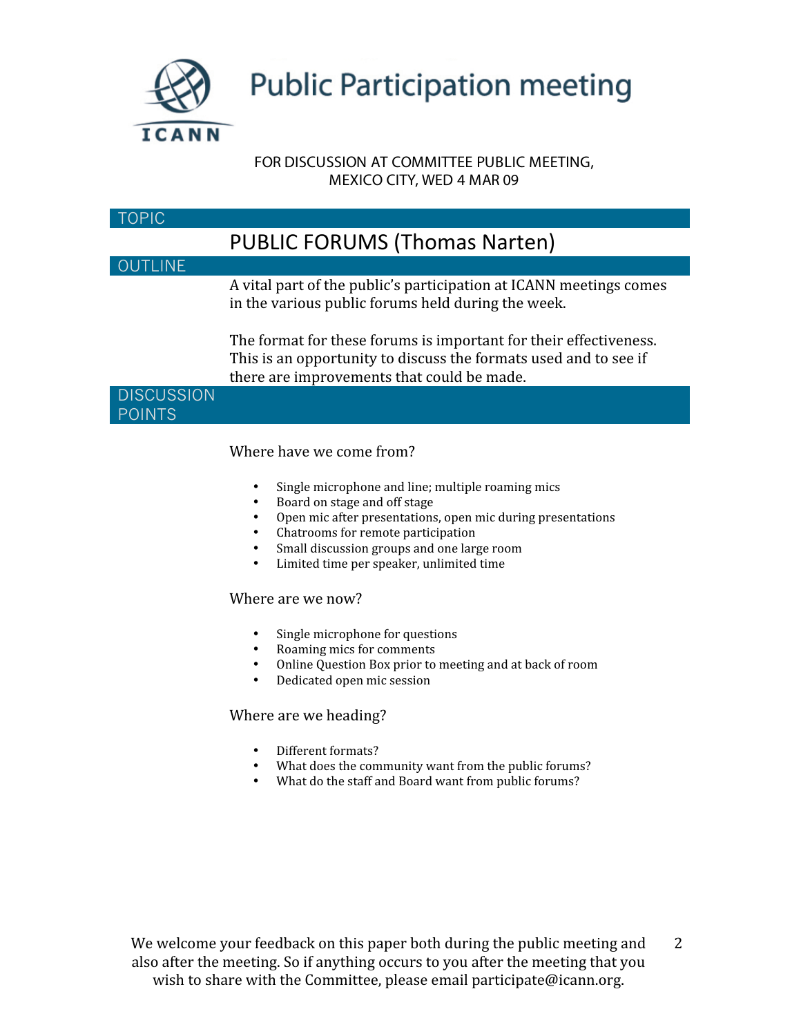# Public Participation meeting

FOR DISCUSSION AT COMMITTEE PUBLIC MEETING, MEXICO CITY, WED 4 MAR 09

## TOPIC

## PUBLIC FORUMS (Thomas Narten)

## OUTLINE

A vital part of the public's participation at ICANN meetings comes in the various public forums held during the week.

The format for these forums is important for their effectiveness. This is an opportunity to discuss the formats used and to see if there are improvements that could be made.

## DISCUSSION POINTS

Where have we come from?

- Single microphone and line; multiple roaming mics
- Board on stage and off stage
- Open mic after presentations, open mic during presentations
- Chatrooms for remote participation
- Small discussion groups and one large room
- Limited time per speaker, unlimited time

Where are we now?

- Single microphone for questions
- Roaming mics for comments
- Online Question Box prior to meeting and at back of room
- Dedicated open mic session

Where are we heading?

- Different formats?
- What does the community want from the public forums?
- What do the staff and Board want from public forums?

We welcome your feedback on this paper both during the public meeting and also after the meeting. So if anything occurs to you after the meeting that you wish to share with the Committee, please email participate@icann.org.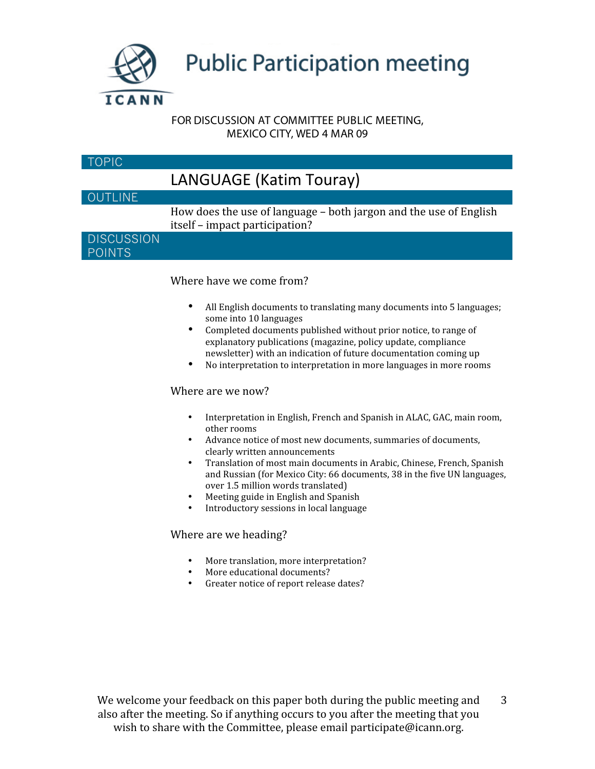# Public Participation meeting

FOR DISCUSSION AT COMMITTEE PUBLIC MEETING,
MEXICO CITY, WED 4 MAR 09

**TOPIC**

## LANGUAGE (Katim Touray)

**OUTLINE**

How does the use of language – both jargon and the use of English itself – impact participation?

**DISCUSSION POINTS**

### Where have we come from?

- All English documents to translating many documents into 5 languages; some into 10 languages
- Completed documents published without prior notice, to range of explanatory publications (magazine, policy update, compliance newsletter) with an indication of future documentation coming up
- No interpretation to interpretation in more languages in more rooms

### Where are we now?

- Interpretation in English, French and Spanish in ALAC, GAC, main room, other rooms
- Advance notice of most new documents, summaries of documents, clearly written announcements
- Translation of most main documents in Arabic, Chinese, French, Spanish and Russian (for Mexico City: 66 documents, 38 in the five UN languages, over 1.5 million words translated)
- Meeting guide in English and Spanish
- Introductory sessions in local language

### Where are we heading?

- More translation, more interpretation?
- More educational documents?
- Greater notice of report release dates?

We welcome your feedback on this paper both during the public meeting and also after the meeting. So if anything occurs to you after the meeting that you wish to share with the Committee, please email participate@icann.org.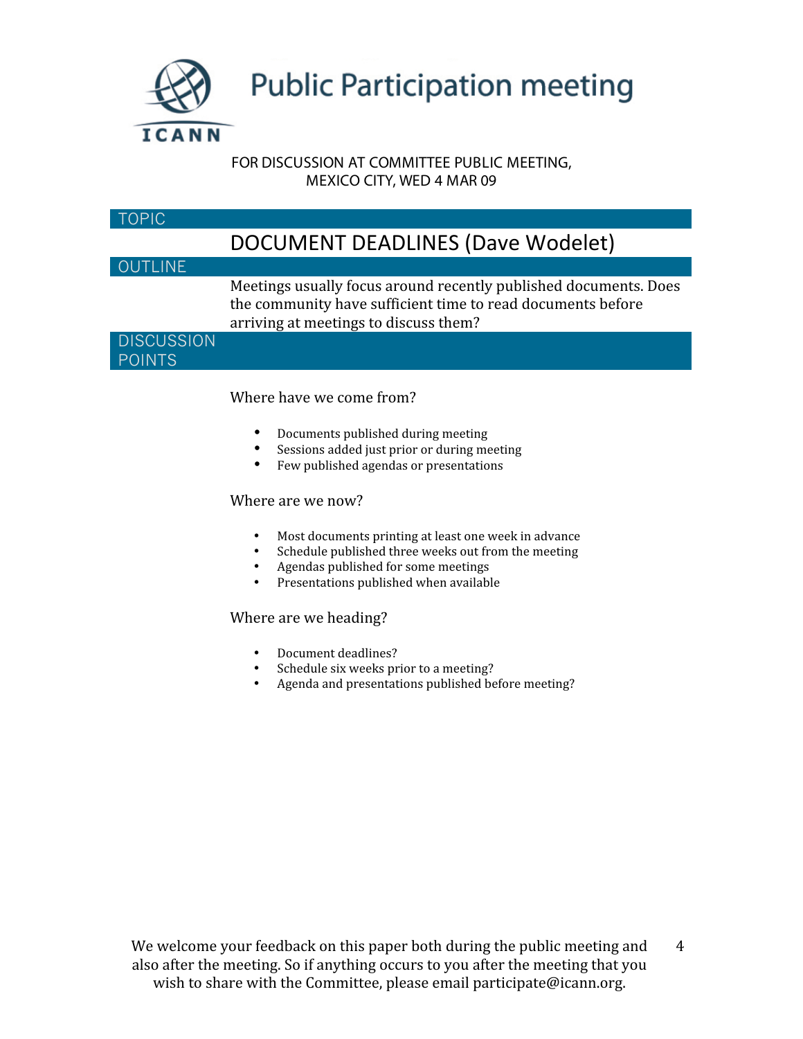# Public Participation meeting

FOR DISCUSSION AT COMMITTEE PUBLIC MEETING,
MEXICO CITY, WED 4 MAR 09

## TOPIC

## DOCUMENT DEADLINES (Dave Wodelet)

## OUTLINE

Meetings usually focus around recently published documents. Does the community have sufficient time to read documents before arriving at meetings to discuss them?

## DISCUSSION POINTS

Where have we come from?

- Documents published during meeting
- Sessions added just prior or during meeting
- Few published agendas or presentations

Where are we now?

- Most documents printing at least one week in advance
- Schedule published three weeks out from the meeting
- Agendas published for some meetings
- Presentations published when available

Where are we heading?

- Document deadlines?
- Schedule six weeks prior to a meeting?
- Agenda and presentations published before meeting?

We welcome your feedback on this paper both during the public meeting and also after the meeting. So if anything occurs to you after the meeting that you wish to share with the Committee, please email participate@icann.org.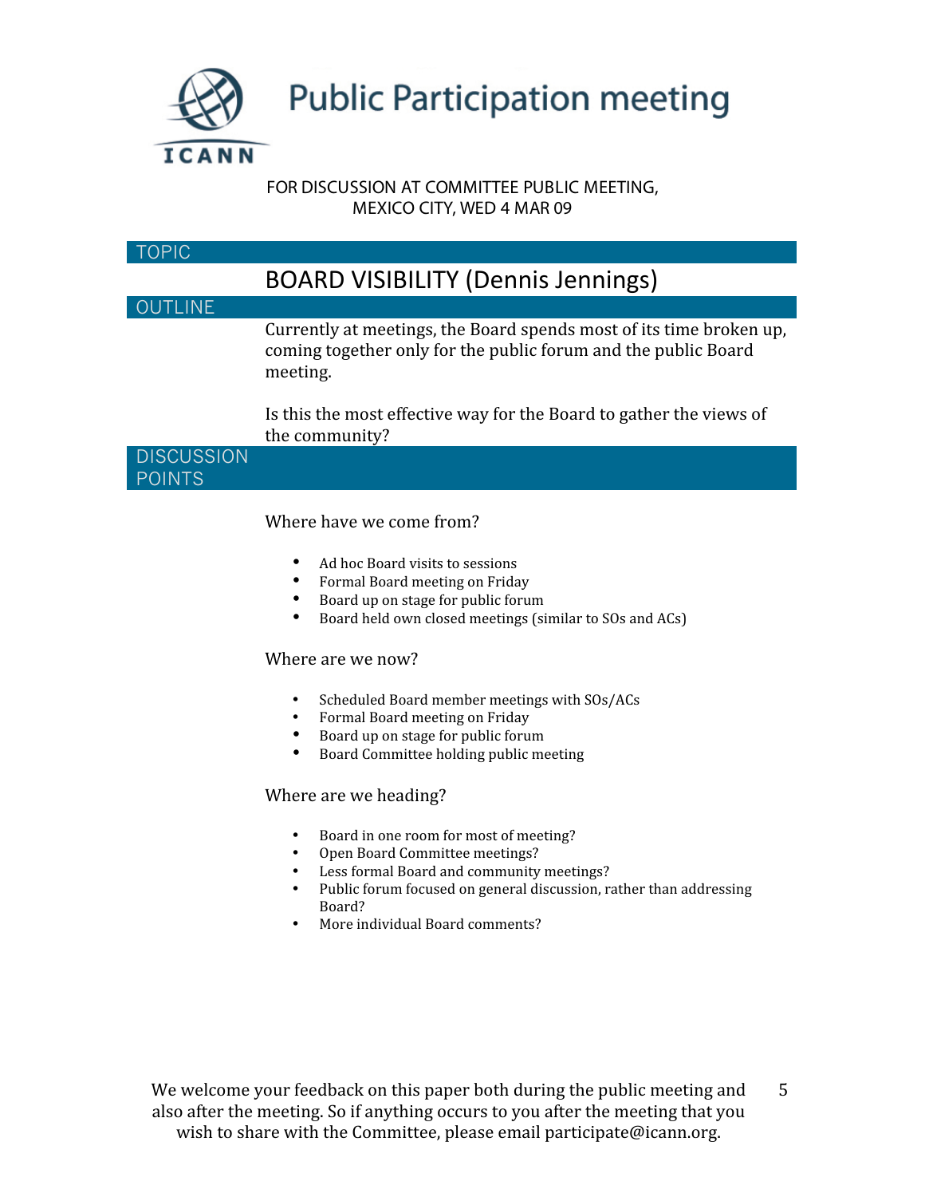# Public Participation meeting

FOR DISCUSSION AT COMMITTEE PUBLIC MEETING,
MEXICO CITY, WED 4 MAR 09

## TOPIC

## BOARD VISIBILITY (Dennis Jennings)

## OUTLINE

Currently at meetings, the Board spends most of its time broken up, coming together only for the public forum and the public Board meeting.

Is this the most effective way for the Board to gather the views of the community?

## DISCUSSION POINTS

Where have we come from?

- Ad hoc Board visits to sessions
- Formal Board meeting on Friday
- Board up on stage for public forum
- Board held own closed meetings (similar to SOs and ACs)

Where are we now?

- Scheduled Board member meetings with SOs/ACs
- Formal Board meeting on Friday
- Board up on stage for public forum
- Board Committee holding public meeting

Where are we heading?

- Board in one room for most of meeting?
- Open Board Committee meetings?
- Less formal Board and community meetings?
- Public forum focused on general discussion, rather than addressing Board?
- More individual Board comments?

We welcome your feedback on this paper both during the public meeting and also after the meeting. So if anything occurs to you after the meeting that you wish to share with the Committee, please email participate@icann.org.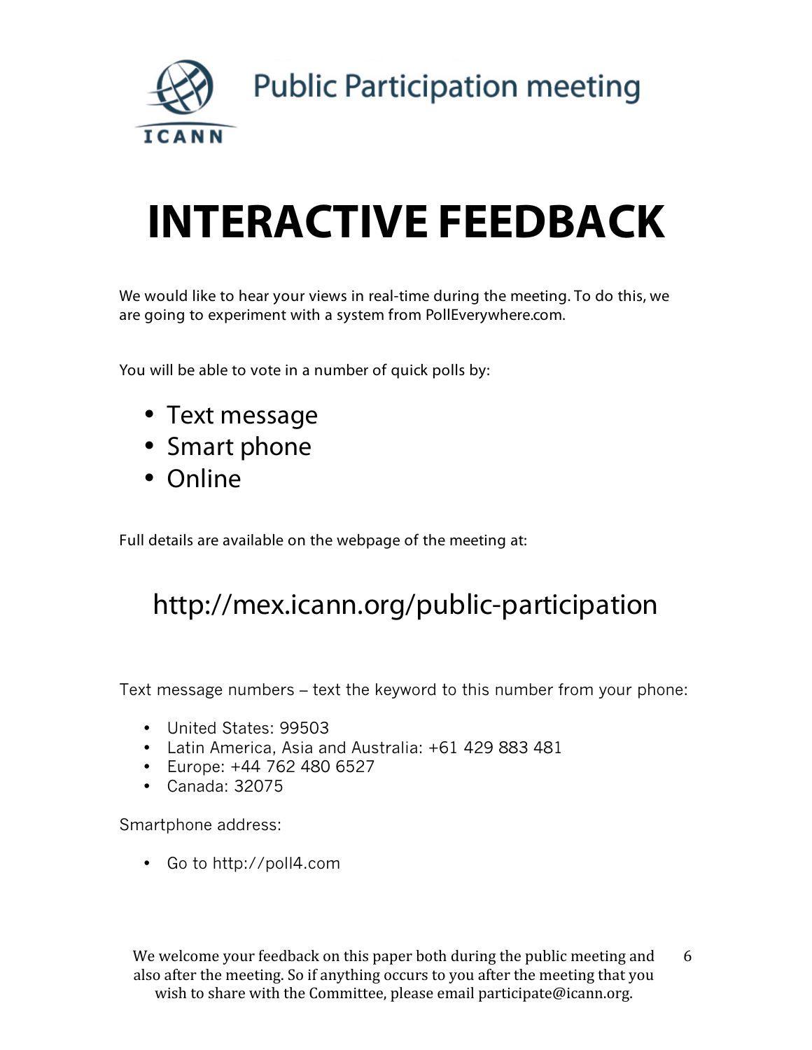Public Participation meeting

# INTERACTIVE FEEDBACK

We would like to hear your views in real-time during the meeting. To do this, we are going to experiment with a system from PollEverywhere.com.

You will be able to vote in a number of quick polls by:

- Text message
- Smart phone
- Online

Full details are available on the webpage of the meeting at:

## http://mex.icann.org/public-participation

Text message numbers – text the keyword to this number from your phone:

- United States: 99503
- Latin America, Asia and Australia: +61 429 883 481
- Europe: +44 762 480 6527
- Canada: 32075

Smartphone address:

- Go to http://poll4.com

We welcome your feedback on this paper both during the public meeting and also after the meeting. So if anything occurs to you after the meeting that you wish to share with the Committee, please email participate@icann.org.